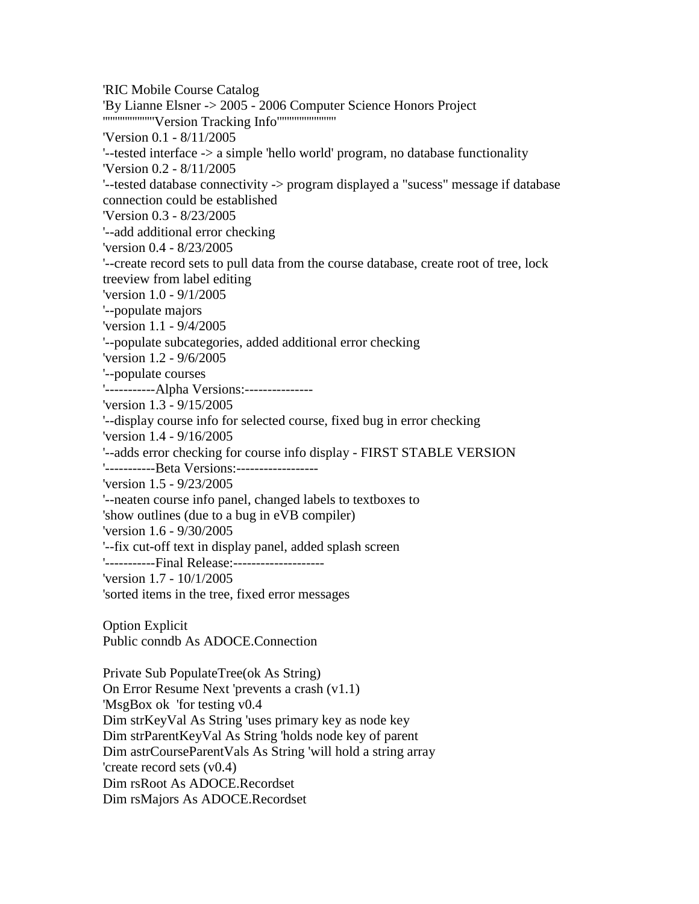```
'RIC Mobile Course Catalog
'By Lianne Elsner -> 2005 - 2006 Computer Science Honors Project
''''''''''''''''Version Tracking Info''''''''''''''''''
'Version 0.1 - 8/11/2005
'--tested interface -> a simple 'hello world' program, no database functionality
'Version 0.2 - 8/11/2005
'--tested database connectivity -> program displayed a "sucess" message if database
connection could be established
'Version 0.3 - 8/23/2005
'--add additional error checking
'version 0.4 - 8/23/2005
'--create record sets to pull data from the course database, create root of tree, lock
treeview from label editing
'version 1.0 - 9/1/2005
'--populate majors
'version 1.1 - 9/4/2005
'--populate subcategories, added additional error checking
'version 1.2 - 9/6/2005
'--populate courses
'-----------Alpha Versions:---------------
'version 1.3 - 9/15/2005
'--display course info for selected course, fixed bug in error checking
'version 1.4 - 9/16/2005
'--adds error checking for course info display - FIRST STABLE VERSION
'-----------Beta Versions:------------------
'version 1.5 - 9/23/2005
'--neaten course info panel, changed labels to textboxes to
'show outlines (due to a bug in eVB compiler)
'version 1.6 - 9/30/2005
'--fix cut-off text in display panel, added splash screen
'-----------Final Release:--------------------
'version 1.7 - 10/1/2005
'sorted items in the tree, fixed error messages

Option Explicit
Public conndb As ADOCE.Connection

Private Sub PopulateTree(ok As String)
On Error Resume Next 'prevents a crash (v1.1)
'MsgBox ok  'for testing v0.4
Dim strKeyVal As String 'uses primary key as node key
Dim strParentKeyVal As String 'holds node key of parent
Dim astrCourseParentVals As String 'will hold a string array
'create record sets (v0.4)
Dim rsRoot As ADOCE.Recordset
Dim rsMajors As ADOCE.Recordset
```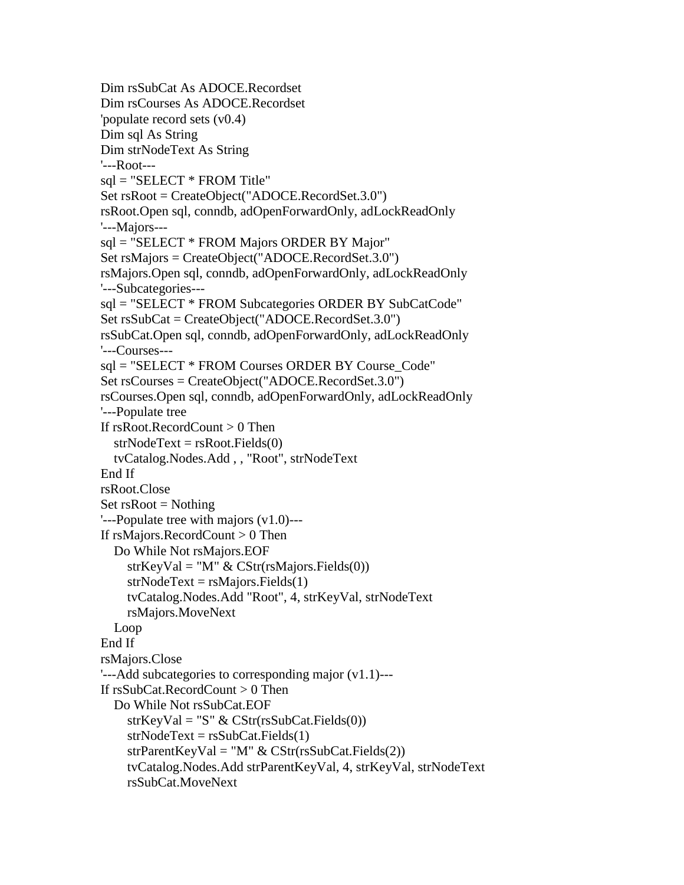```
Dim rsSubCat As ADOCE.Recordset
Dim rsCourses As ADOCE.Recordset
'populate record sets (v0.4)
Dim sql As String
Dim strNodeText As String
'---Root---
sql = "SELECT * FROM Title"
Set rsRoot = CreateObject("ADOCE.RecordSet.3.0")
rsRoot.Open sql, conndb, adOpenForwardOnly, adLockReadOnly
'---Majors---
sql = "SELECT * FROM Majors ORDER BY Major"
Set rsMajors = CreateObject("ADOCE.RecordSet.3.0")
rsMajors.Open sql, conndb, adOpenForwardOnly, adLockReadOnly
'---Subcategories---
sql = "SELECT * FROM Subcategories ORDER BY SubCatCode"
Set rsSubCat = CreateObject("ADOCE.RecordSet.3.0")
rsSubCat.Open sql, conndb, adOpenForwardOnly, adLockReadOnly
'---Courses---
sql = "SELECT * FROM Courses ORDER BY Course_Code"
Set rsCourses = CreateObject("ADOCE.RecordSet.3.0")
rsCourses.Open sql, conndb, adOpenForwardOnly, adLockReadOnly
'---Populate tree
If rsRoot.RecordCount > 0 Then
   strNodeText = rsRoot.Fields(0)
   tvCatalog.Nodes.Add , , "Root", strNodeText
End If
rsRoot.Close
Set rsRoot = Nothing
'---Populate tree with majors (v1.0)---
If rsMajors.RecordCount > 0 Then
   Do While Not rsMajors.EOF
      strKeyVal = "M" & CStr(rsMajors.Fields(0))
      strNodeText = rsMajors.Fields(1)
      tvCatalog.Nodes.Add "Root", 4, strKeyVal, strNodeText
      rsMajors.MoveNext
   Loop
End If
rsMajors.Close
'---Add subcategories to corresponding major (v1.1)---
If rsSubCat.RecordCount > 0 Then
   Do While Not rsSubCat.EOF
      strKeyVal = "S" & CStr(rsSubCat.Fields(0))
      strNodeText = rsSubCat.Fields(1)
      strParentKeyVal = "M" & CStr(rsSubCat.Fields(2))
      tvCatalog.Nodes.Add strParentKeyVal, 4, strKeyVal, strNodeText
      rsSubCat.MoveNext
```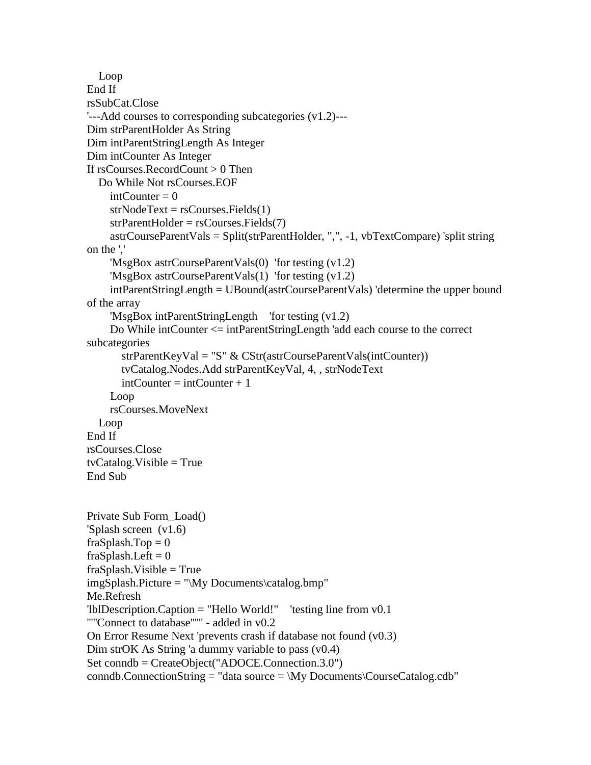```
   Loop
End If
rsSubCat.Close
'---Add courses to corresponding subcategories (v1.2)---
Dim strParentHolder As String
Dim intParentStringLength As Integer
Dim intCounter As Integer
If rsCourses.RecordCount > 0 Then
   Do While Not rsCourses.EOF
      intCounter = 0
      strNodeText = rsCourses.Fields(1)
      strParentHolder = rsCourses.Fields(7)
      astrCourseParentVals = Split(strParentHolder, ",", -1, vbTextCompare) 'split string
on the ','
      'MsgBox astrCourseParentVals(0)  'for testing (v1.2)
      'MsgBox astrCourseParentVals(1)  'for testing (v1.2)
      intParentStringLength = UBound(astrCourseParentVals) 'determine the upper bound
of the array
      'MsgBox intParentStringLength    'for testing (v1.2)
      Do While intCounter <= intParentStringLength 'add each course to the correct
subcategories
         strParentKeyVal = "S" & CStr(astrCourseParentVals(intCounter))
         tvCatalog.Nodes.Add strParentKeyVal, 4, , strNodeText
         intCounter = intCounter + 1
      Loop
      rsCourses.MoveNext
   Loop
End If
rsCourses.Close
tvCatalog.Visible = True
End Sub


Private Sub Form_Load()
'Splash screen  (v1.6)
fraSplash.Top = 0
fraSplash.Left = 0
fraSplash.Visible = True
imgSplash.Picture = "\My Documents\catalog.bmp"
Me.Refresh
'lblDescription.Caption = "Hello World!"    'testing line from v0.1
""Connect to database""" - added in v0.2
On Error Resume Next 'prevents crash if database not found (v0.3)
Dim strOK As String 'a dummy variable to pass (v0.4)
Set conndb = CreateObject("ADOCE.Connection.3.0")
conndb.ConnectionString = "data source = \My Documents\CourseCatalog.cdb"
```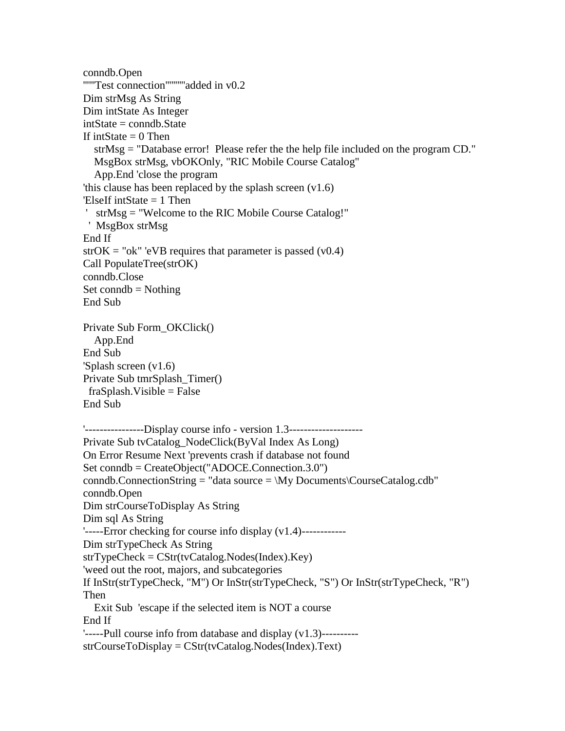```
conndb.Open
'''''Test connection'''''''added in v0.2
Dim strMsg As String
Dim intState As Integer
intState = conndb.State
If intState = 0 Then
   strMsg = "Database error!  Please refer the the help file included on the program CD."
   MsgBox strMsg, vbOKOnly, "RIC Mobile Course Catalog"
   App.End 'close the program
'this clause has been replaced by the splash screen (v1.6)
'ElseIf intState = 1 Then
 '   strMsg = "Welcome to the RIC Mobile Course Catalog!"
  '  MsgBox strMsg
End If
strOK = "ok" 'eVB requires that parameter is passed (v0.4)
Call PopulateTree(strOK)
conndb.Close
Set conndb = Nothing
End Sub

Private Sub Form_OKClick()
   App.End
End Sub
'Splash screen (v1.6)
Private Sub tmrSplash_Timer()
  fraSplash.Visible = False
End Sub

'----------------Display course info - version 1.3--------------------
Private Sub tvCatalog_NodeClick(ByVal Index As Long)
On Error Resume Next 'prevents crash if database not found
Set conndb = CreateObject("ADOCE.Connection.3.0")
conndb.ConnectionString = "data source = \My Documents\CourseCatalog.cdb"
conndb.Open
Dim strCourseToDisplay As String
Dim sql As String
'-----Error checking for course info display (v1.4)------------
Dim strTypeCheck As String
strTypeCheck = CStr(tvCatalog.Nodes(Index).Key)
'weed out the root, majors, and subcategories
If InStr(strTypeCheck, "M") Or InStr(strTypeCheck, "S") Or InStr(strTypeCheck, "R")
Then
   Exit Sub  'escape if the selected item is NOT a course
End If
'-----Pull course info from database and display (v1.3)----------
strCourseToDisplay = CStr(tvCatalog.Nodes(Index).Text)
```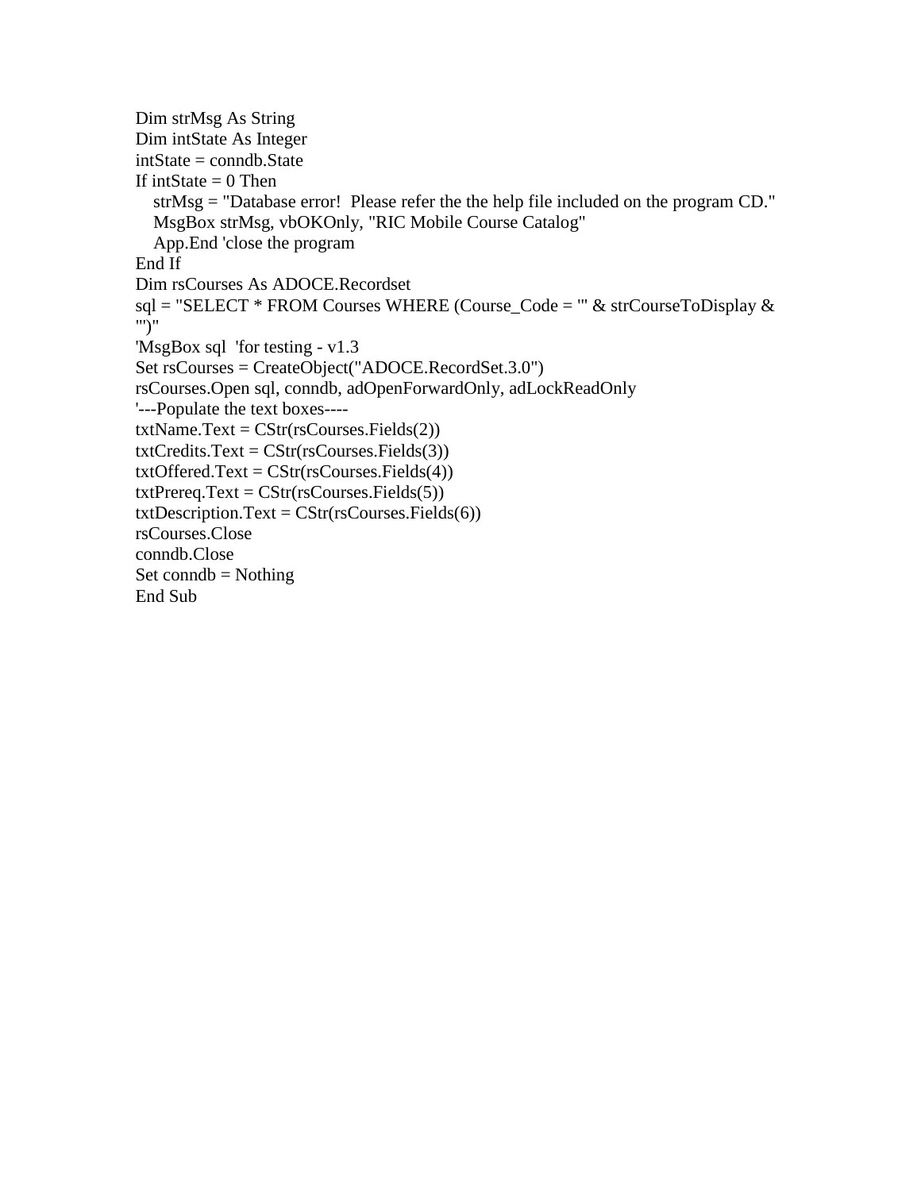```
Dim strMsg As String
Dim intState As Integer
intState = conndb.State
If intState = 0 Then
    strMsg = "Database error!  Please refer the the help file included on the program CD."
    MsgBox strMsg, vbOKOnly, "RIC Mobile Course Catalog"
    App.End 'close the program
End If
Dim rsCourses As ADOCE.Recordset
sql = "SELECT * FROM Courses WHERE (Course_Code = '" & strCourseToDisplay & 
"')"
'MsgBox sql  'for testing - v1.3
Set rsCourses = CreateObject("ADOCE.RecordSet.3.0")
rsCourses.Open sql, conndb, adOpenForwardOnly, adLockReadOnly
'---Populate the text boxes----
txtName.Text = CStr(rsCourses.Fields(2))
txtCredits.Text = CStr(rsCourses.Fields(3))
txtOffered.Text = CStr(rsCourses.Fields(4))
txtPrereq.Text = CStr(rsCourses.Fields(5))
txtDescription.Text = CStr(rsCourses.Fields(6))
rsCourses.Close
conndb.Close
Set conndb = Nothing
End Sub
```